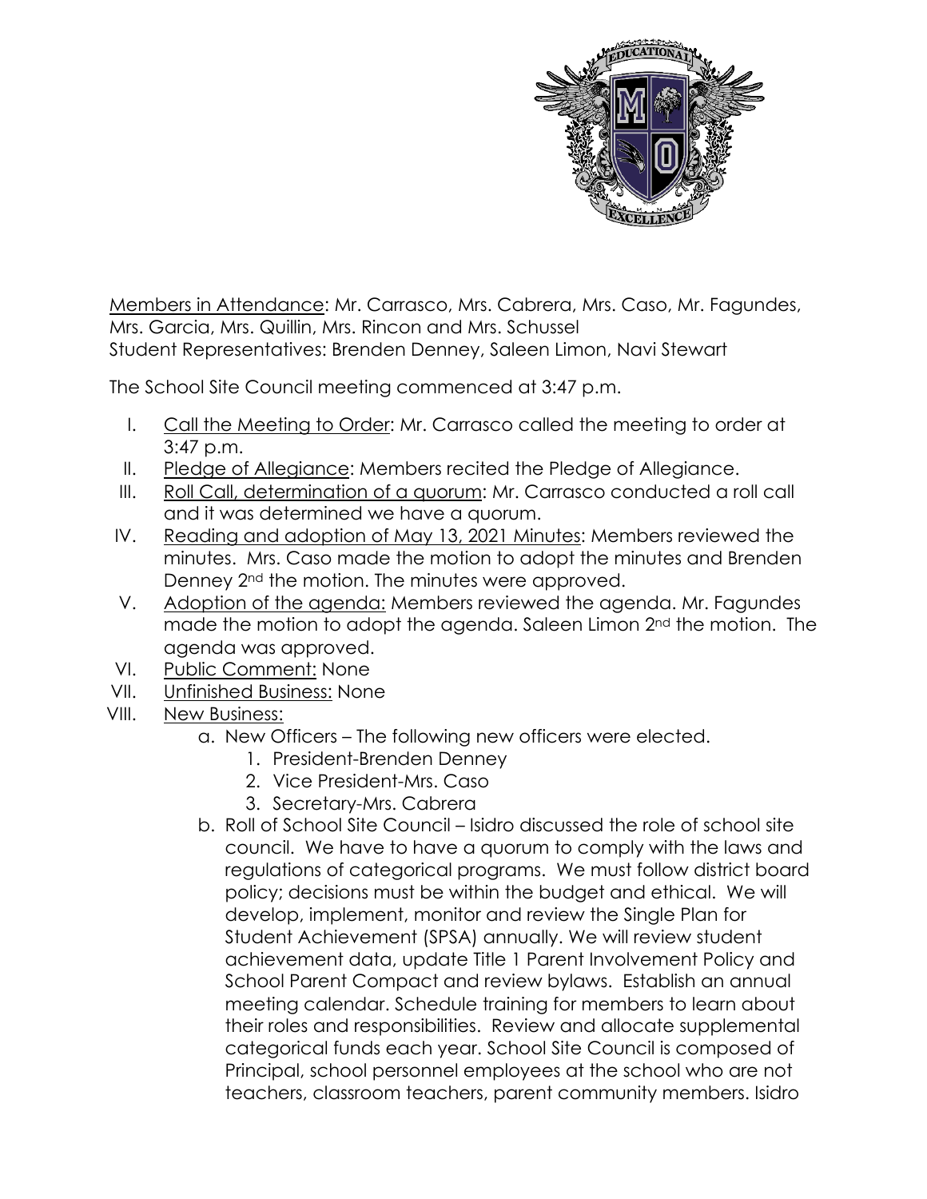Members in Attendance: Mr. Carrasco, Mrs. Cabrera, Mrs. Caso, Mr. Fagundes, Mrs. Garcia, Mrs. Quillin, Mrs. Rincon and Mrs. Schussel
Student Representatives: Brenden Denney, Saleen Limon, Navi Stewart

The School Site Council meeting commenced at 3:47 p.m.

I. Call the Meeting to Order: Mr. Carrasco called the meeting to order at 3:47 p.m.
II. Pledge of Allegiance: Members recited the Pledge of Allegiance.
III. Roll Call, determination of a quorum: Mr. Carrasco conducted a roll call and it was determined we have a quorum.
IV. Reading and adoption of May 13, 2021 Minutes: Members reviewed the minutes. Mrs. Caso made the motion to adopt the minutes and Brenden Denney 2nd the motion. The minutes were approved.
V. Adoption of the agenda: Members reviewed the agenda. Mr. Fagundes made the motion to adopt the agenda. Saleen Limon 2nd the motion. The agenda was approved.
VI. Public Comment: None
VII. Unfinished Business: None
VIII. New Business:
    a. New Officers – The following new officers were elected.
        1. President-Brenden Denney
        2. Vice President-Mrs. Caso
        3. Secretary-Mrs. Cabrera
    b. Roll of School Site Council – Isidro discussed the role of school site council. We have to have a quorum to comply with the laws and regulations of categorical programs. We must follow district board policy; decisions must be within the budget and ethical. We will develop, implement, monitor and review the Single Plan for Student Achievement (SPSA) annually. We will review student achievement data, update Title 1 Parent Involvement Policy and School Parent Compact and review bylaws. Establish an annual meeting calendar. Schedule training for members to learn about their roles and responsibilities. Review and allocate supplemental categorical funds each year. School Site Council is composed of Principal, school personnel employees at the school who are not teachers, classroom teachers, parent community members. Isidro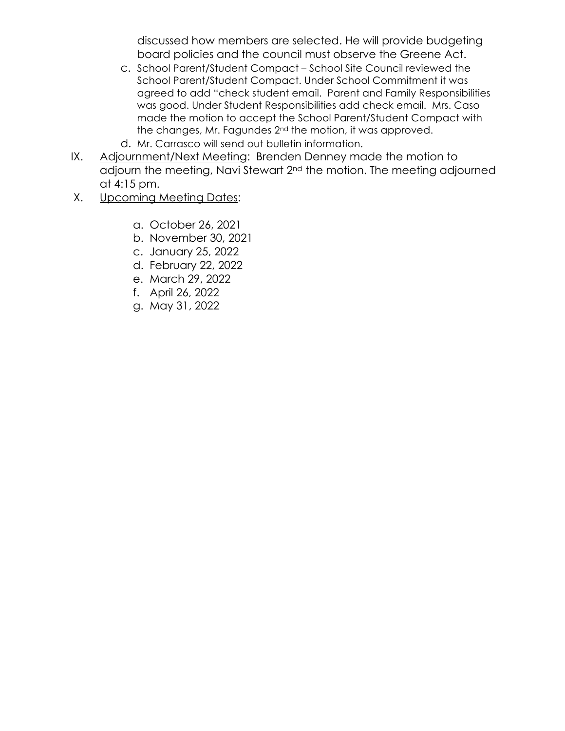discussed how members are selected. He will provide budgeting board policies and the council must observe the Greene Act.

c. School Parent/Student Compact – School Site Council reviewed the School Parent/Student Compact. Under School Commitment it was agreed to add "check student email. Parent and Family Responsibilities was good. Under Student Responsibilities add check email. Mrs. Caso made the motion to accept the School Parent/Student Compact with the changes, Mr. Fagundes 2nd the motion, it was approved.

d. Mr. Carrasco will send out bulletin information.

IX. Adjournment/Next Meeting: Brenden Denney made the motion to adjourn the meeting, Navi Stewart 2nd the motion. The meeting adjourned at 4:15 pm.

X. Upcoming Meeting Dates:

a. October 26, 2021
b. November 30, 2021
c. January 25, 2022
d. February 22, 2022
e. March 29, 2022
f. April 26, 2022
g. May 31, 2022